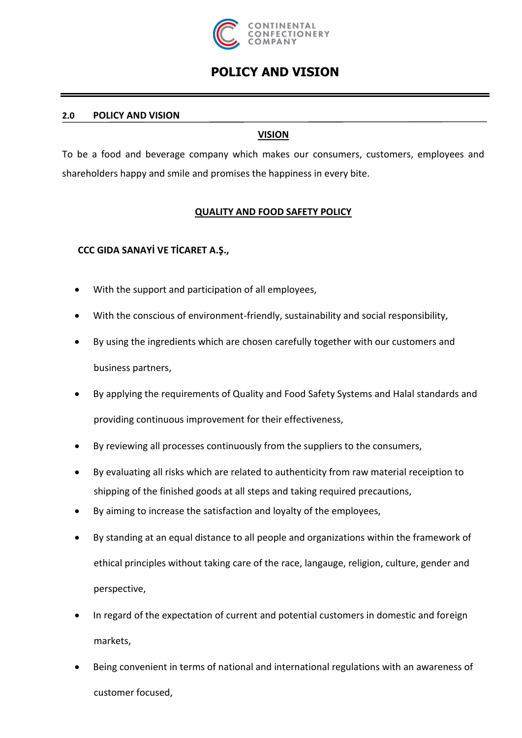# POLICY AND VISION

## 2.0 POLICY AND VISION

### VISION

To be a food and beverage company which makes our consumers, customers, employees and shareholders happy and smile and promises the happiness in every bite.

### QUALITY AND FOOD SAFETY POLICY

**CCC GIDA SANAYİ VE TİCARET A.Ş.,**

- With the support and participation of all employees,
- With the conscious of environment-friendly, sustainability and social responsibility,
- By using the ingredients which are chosen carefully together with our customers and business partners,
- By applying the requirements of Quality and Food Safety Systems and Halal standards and providing continuous improvement for their effectiveness,
- By reviewing all processes continuously from the suppliers to the consumers,
- By evaluating all risks which are related to authenticity from raw material receiption to shipping of the finished goods at all steps and taking required precautions,
- By aiming to increase the satisfaction and loyalty of the employees,
- By standing at an equal distance to all people and organizations within the framework of ethical principles without taking care of the race, langauge, religion, culture, gender and perspective,
- In regard of the expectation of current and potential customers in domestic and foreign markets,
- Being convenient in terms of national and international regulations with an awareness of customer focused,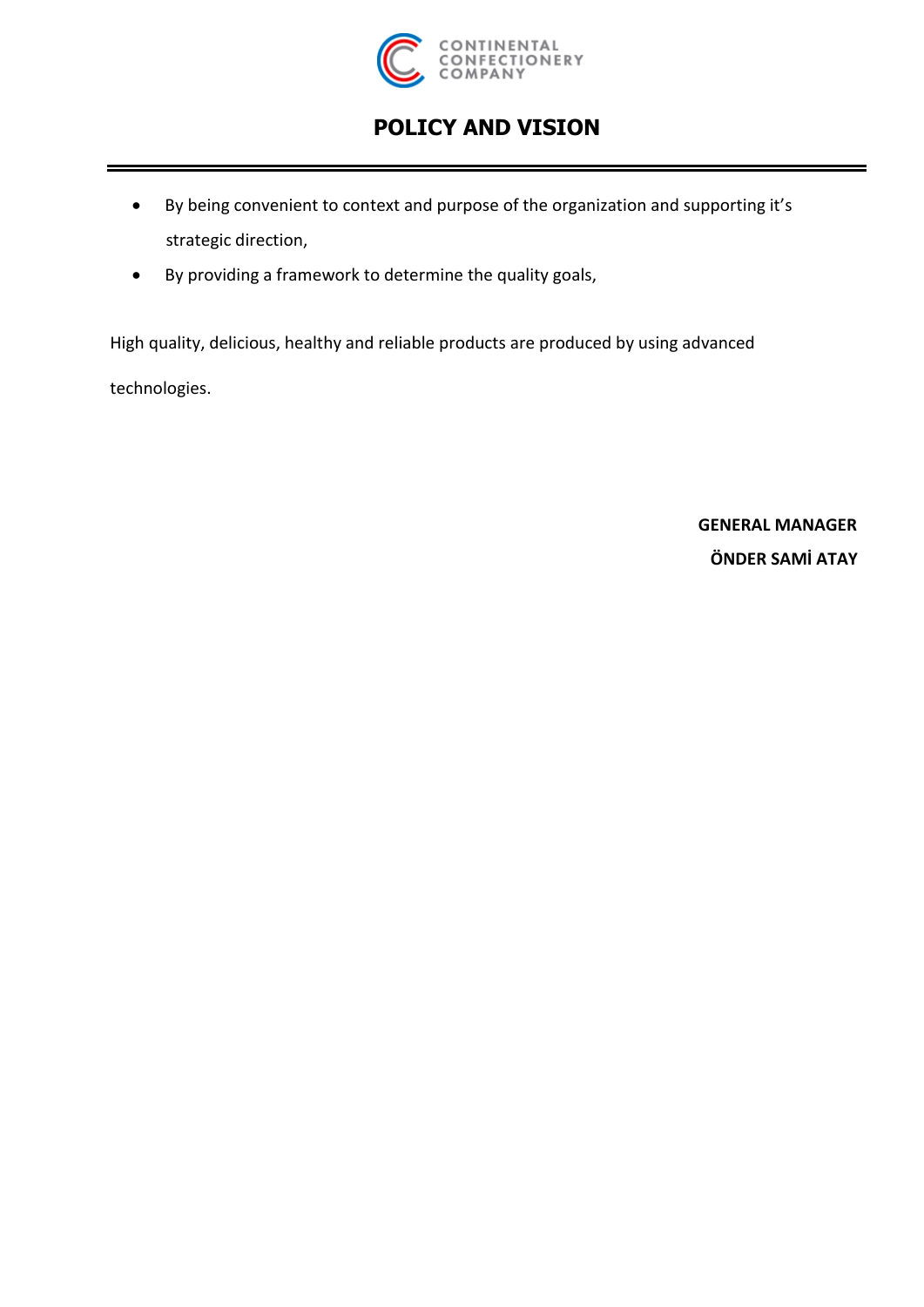# POLICY AND VISION

- By being convenient to context and purpose of the organization and supporting it's strategic direction,
- By providing a framework to determine the quality goals,

High quality, delicious, healthy and reliable products are produced by using advanced technologies.

**GENERAL MANAGER**
**ÖNDER SAMİ ATAY**